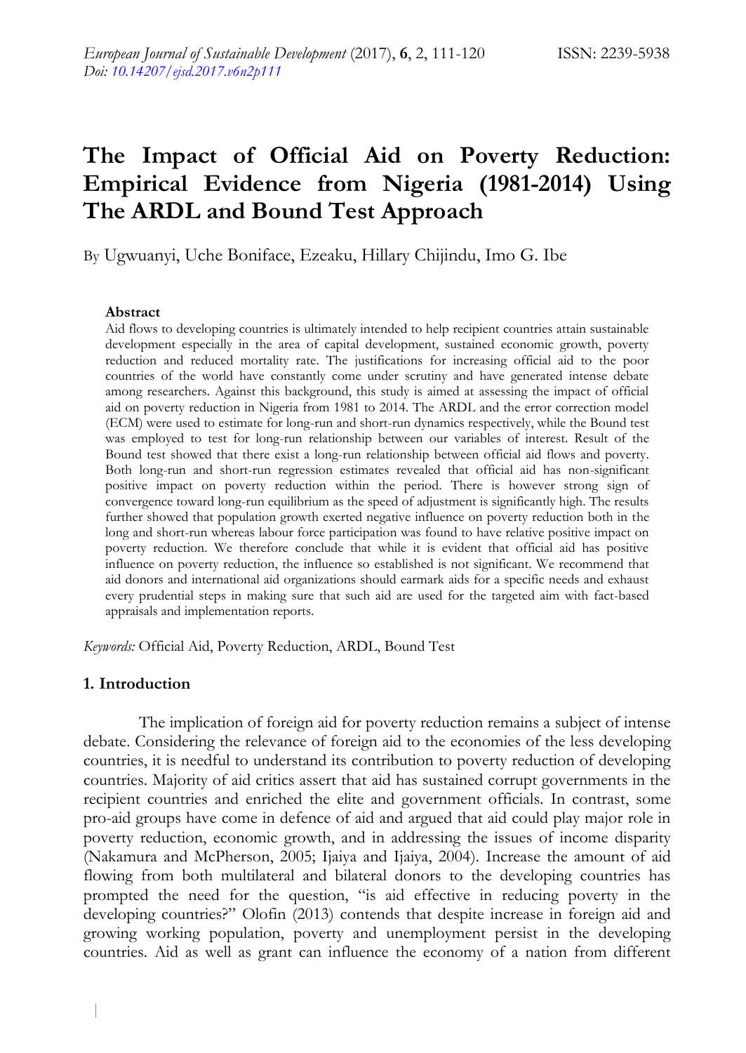# The Impact of Official Aid on Poverty Reduction: Empirical Evidence from Nigeria (1981-2014) Using The ARDL and Bound Test Approach

By Ugwuanyi, Uche Boniface, Ezeaku, Hillary Chijindu, Imo G. Ibe

### Abstract

Aid flows to developing countries is ultimately intended to help recipient countries attain sustainable development especially in the area of capital development, sustained economic growth, poverty reduction and reduced mortality rate. The justifications for increasing official aid to the poor countries of the world have constantly come under scrutiny and have generated intense debate among researchers. Against this background, this study is aimed at assessing the impact of official aid on poverty reduction in Nigeria from 1981 to 2014. The ARDL and the error correction model (ECM) were used to estimate for long-run and short-run dynamics respectively, while the Bound test was employed to test for long-run relationship between our variables of interest. Result of the Bound test showed that there exist a long-run relationship between official aid flows and poverty. Both long-run and short-run regression estimates revealed that official aid has non-significant positive impact on poverty reduction within the period. There is however strong sign of convergence toward long-run equilibrium as the speed of adjustment is significantly high. The results further showed that population growth exerted negative influence on poverty reduction both in the long and short-run whereas labour force participation was found to have relative positive impact on poverty reduction. We therefore conclude that while it is evident that official aid has positive influence on poverty reduction, the influence so established is not significant. We recommend that aid donors and international aid organizations should earmark aids for a specific needs and exhaust every prudential steps in making sure that such aid are used for the targeted aim with fact-based appraisals and implementation reports.

*Keywords:* Official Aid, Poverty Reduction, ARDL, Bound Test

## 1. Introduction

The implication of foreign aid for poverty reduction remains a subject of intense debate. Considering the relevance of foreign aid to the economies of the less developing countries, it is needful to understand its contribution to poverty reduction of developing countries. Majority of aid critics assert that aid has sustained corrupt governments in the recipient countries and enriched the elite and government officials. In contrast, some pro-aid groups have come in defence of aid and argued that aid could play major role in poverty reduction, economic growth, and in addressing the issues of income disparity (Nakamura and McPherson, 2005; Ijaiya and Ijaiya, 2004). Increase the amount of aid flowing from both multilateral and bilateral donors to the developing countries has prompted the need for the question, "is aid effective in reducing poverty in the developing countries?" Olofin (2013) contends that despite increase in foreign aid and growing working population, poverty and unemployment persist in the developing countries. Aid as well as grant can influence the economy of a nation from different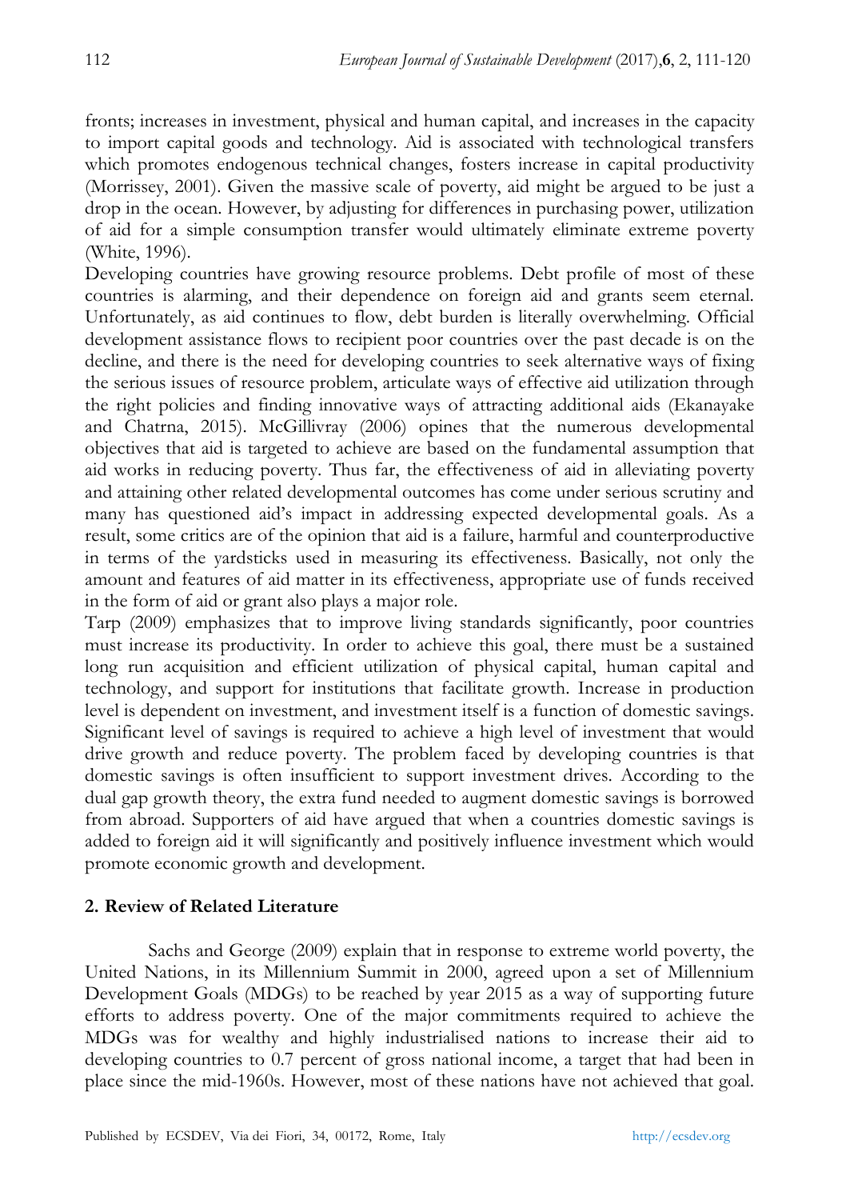fronts; increases in investment, physical and human capital, and increases in the capacity to import capital goods and technology. Aid is associated with technological transfers which promotes endogenous technical changes, fosters increase in capital productivity (Morrissey, 2001). Given the massive scale of poverty, aid might be argued to be just a drop in the ocean. However, by adjusting for differences in purchasing power, utilization of aid for a simple consumption transfer would ultimately eliminate extreme poverty (White, 1996).

Developing countries have growing resource problems. Debt profile of most of these countries is alarming, and their dependence on foreign aid and grants seem eternal. Unfortunately, as aid continues to flow, debt burden is literally overwhelming. Official development assistance flows to recipient poor countries over the past decade is on the decline, and there is the need for developing countries to seek alternative ways of fixing the serious issues of resource problem, articulate ways of effective aid utilization through the right policies and finding innovative ways of attracting additional aids (Ekanayake and Chatrna, 2015). McGillivray (2006) opines that the numerous developmental objectives that aid is targeted to achieve are based on the fundamental assumption that aid works in reducing poverty. Thus far, the effectiveness of aid in alleviating poverty and attaining other related developmental outcomes has come under serious scrutiny and many has questioned aid's impact in addressing expected developmental goals. As a result, some critics are of the opinion that aid is a failure, harmful and counterproductive in terms of the yardsticks used in measuring its effectiveness. Basically, not only the amount and features of aid matter in its effectiveness, appropriate use of funds received in the form of aid or grant also plays a major role.

Tarp (2009) emphasizes that to improve living standards significantly, poor countries must increase its productivity. In order to achieve this goal, there must be a sustained long run acquisition and efficient utilization of physical capital, human capital and technology, and support for institutions that facilitate growth. Increase in production level is dependent on investment, and investment itself is a function of domestic savings. Significant level of savings is required to achieve a high level of investment that would drive growth and reduce poverty. The problem faced by developing countries is that domestic savings is often insufficient to support investment drives. According to the dual gap growth theory, the extra fund needed to augment domestic savings is borrowed from abroad. Supporters of aid have argued that when a countries domestic savings is added to foreign aid it will significantly and positively influence investment which would promote economic growth and development.

## 2. Review of Related Literature

Sachs and George (2009) explain that in response to extreme world poverty, the United Nations, in its Millennium Summit in 2000, agreed upon a set of Millennium Development Goals (MDGs) to be reached by year 2015 as a way of supporting future efforts to address poverty. One of the major commitments required to achieve the MDGs was for wealthy and highly industrialised nations to increase their aid to developing countries to 0.7 percent of gross national income, a target that had been in place since the mid-1960s. However, most of these nations have not achieved that goal.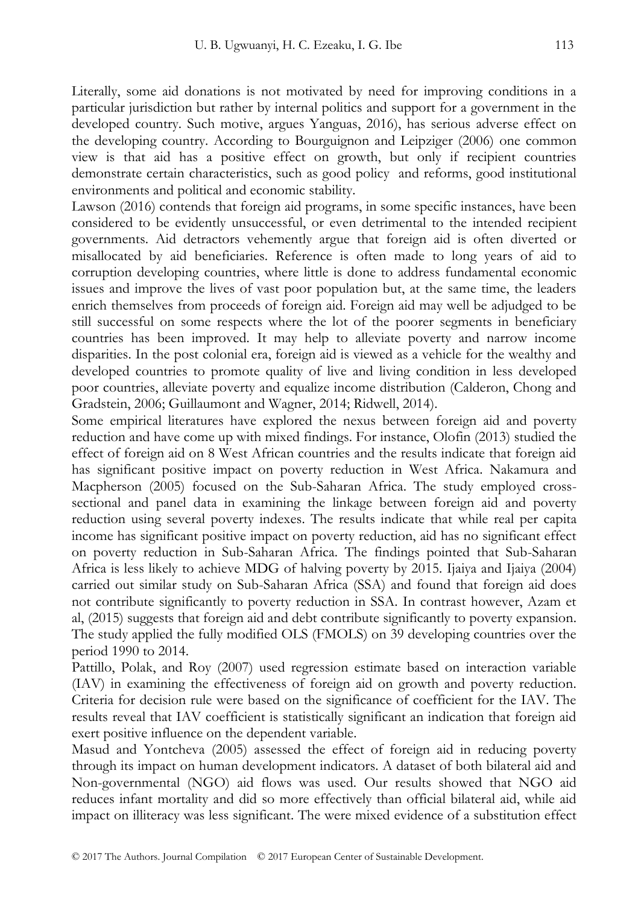Literally, some aid donations is not motivated by need for improving conditions in a particular jurisdiction but rather by internal politics and support for a government in the developed country. Such motive, argues Yanguas, 2016), has serious adverse effect on the developing country. According to Bourguignon and Leipziger (2006) one common view is that aid has a positive effect on growth, but only if recipient countries demonstrate certain characteristics, such as good policy and reforms, good institutional environments and political and economic stability.

Lawson (2016) contends that foreign aid programs, in some specific instances, have been considered to be evidently unsuccessful, or even detrimental to the intended recipient governments. Aid detractors vehemently argue that foreign aid is often diverted or misallocated by aid beneficiaries. Reference is often made to long years of aid to corruption developing countries, where little is done to address fundamental economic issues and improve the lives of vast poor population but, at the same time, the leaders enrich themselves from proceeds of foreign aid. Foreign aid may well be adjudged to be still successful on some respects where the lot of the poorer segments in beneficiary countries has been improved. It may help to alleviate poverty and narrow income disparities. In the post colonial era, foreign aid is viewed as a vehicle for the wealthy and developed countries to promote quality of live and living condition in less developed poor countries, alleviate poverty and equalize income distribution (Calderon, Chong and Gradstein, 2006; Guillaumont and Wagner, 2014; Ridwell, 2014).

Some empirical literatures have explored the nexus between foreign aid and poverty reduction and have come up with mixed findings. For instance, Olofin (2013) studied the effect of foreign aid on 8 West African countries and the results indicate that foreign aid has significant positive impact on poverty reduction in West Africa. Nakamura and Macpherson (2005) focused on the Sub-Saharan Africa. The study employed cross-sectional and panel data in examining the linkage between foreign aid and poverty reduction using several poverty indexes. The results indicate that while real per capita income has significant positive impact on poverty reduction, aid has no significant effect on poverty reduction in Sub-Saharan Africa. The findings pointed that Sub-Saharan Africa is less likely to achieve MDG of halving poverty by 2015. Ijaiya and Ijaiya (2004) carried out similar study on Sub-Saharan Africa (SSA) and found that foreign aid does not contribute significantly to poverty reduction in SSA. In contrast however, Azam et al, (2015) suggests that foreign aid and debt contribute significantly to poverty expansion. The study applied the fully modified OLS (FMOLS) on 39 developing countries over the period 1990 to 2014.

Pattillo, Polak, and Roy (2007) used regression estimate based on interaction variable (IAV) in examining the effectiveness of foreign aid on growth and poverty reduction. Criteria for decision rule were based on the significance of coefficient for the IAV. The results reveal that IAV coefficient is statistically significant an indication that foreign aid exert positive influence on the dependent variable.

Masud and Yontcheva (2005) assessed the effect of foreign aid in reducing poverty through its impact on human development indicators. A dataset of both bilateral aid and Non-governmental (NGO) aid flows was used. Our results showed that NGO aid reduces infant mortality and did so more effectively than official bilateral aid, while aid impact on illiteracy was less significant. The were mixed evidence of a substitution effect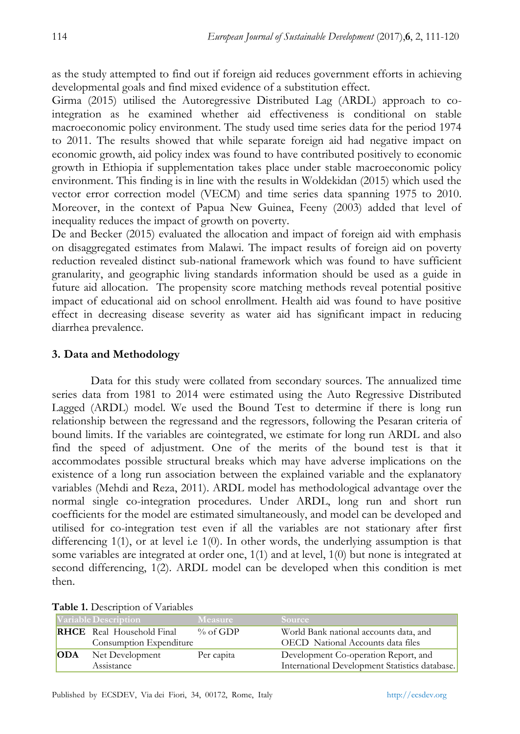as the study attempted to find out if foreign aid reduces government efforts in achieving developmental goals and find mixed evidence of a substitution effect.

Girma (2015) utilised the Autoregressive Distributed Lag (ARDL) approach to co-integration as he examined whether aid effectiveness is conditional on stable macroeconomic policy environment. The study used time series data for the period 1974 to 2011. The results showed that while separate foreign aid had negative impact on economic growth, aid policy index was found to have contributed positively to economic growth in Ethiopia if supplementation takes place under stable macroeconomic policy environment. This finding is in line with the results in Woldekidan (2015) which used the vector error correction model (VECM) and time series data spanning 1975 to 2010. Moreover, in the context of Papua New Guinea, Feeny (2003) added that level of inequality reduces the impact of growth on poverty.

De and Becker (2015) evaluated the allocation and impact of foreign aid with emphasis on disaggregated estimates from Malawi. The impact results of foreign aid on poverty reduction revealed distinct sub-national framework which was found to have sufficient granularity, and geographic living standards information should be used as a guide in future aid allocation. The propensity score matching methods reveal potential positive impact of educational aid on school enrollment. Health aid was found to have positive effect in decreasing disease severity as water aid has significant impact in reducing diarrhea prevalence.

## 3. Data and Methodology

Data for this study were collated from secondary sources. The annualized time series data from 1981 to 2014 were estimated using the Auto Regressive Distributed Lagged (ARDL) model. We used the Bound Test to determine if there is long run relationship between the regressand and the regressors, following the Pesaran criteria of bound limits. If the variables are cointegrated, we estimate for long run ARDL and also find the speed of adjustment. One of the merits of the bound test is that it accommodates possible structural breaks which may have adverse implications on the existence of a long run association between the explained variable and the explanatory variables (Mehdi and Reza, 2011). ARDL model has methodological advantage over the normal single co-integration procedures. Under ARDL, long run and short run coefficients for the model are estimated simultaneously, and model can be developed and utilised for co-integration test even if all the variables are not stationary after first differencing 1(1), or at level i.e 1(0). In other words, the underlying assumption is that some variables are integrated at order one, 1(1) and at level, 1(0) but none is integrated at second differencing, 1(2). ARDL model can be developed when this condition is met then.

**Table 1.** Description of Variables

| Variable | Description | Measure | Source |
|---|---|---|---|
| **RHCE** | Real Household Final Consumption Expenditure | % of GDP | World Bank national accounts data, and OECD National Accounts data files |
| **ODA** | Net Development Assistance | Per capita | Development Co-operation Report, and International Development Statistics database. |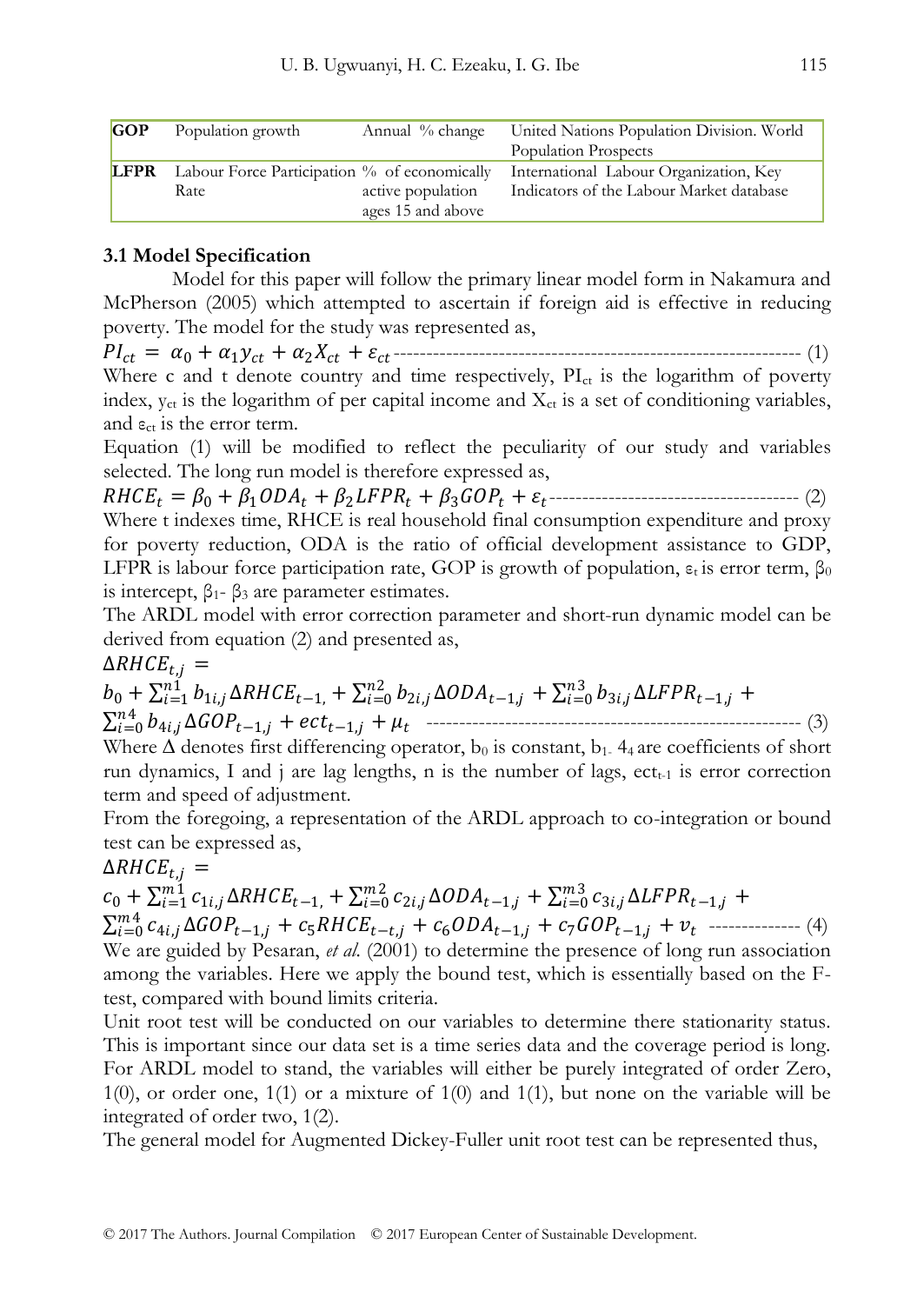| GOP | Population growth | Annual % change | United Nations Population Division. World Population Prospects |
|---|---|---|---|
| LFPR | Labour Force Participation Rate | % of economically active population ages 15 and above | International Labour Organization, Key Indicators of the Labour Market database |

### 3.1 Model Specification

Model for this paper will follow the primary linear model form in Nakamura and McPherson (2005) which attempted to ascertain if foreign aid is effective in reducing poverty. The model for the study was represented as,

$$PI_{ct} = \alpha_0 + \alpha_1 y_{ct} + \alpha_2 X_{ct} + \varepsilon_{ct} \quad \text{------} \quad (1)$$

Where c and t denote country and time respectively, $PI_{ct}$ is the logarithm of poverty index, $y_{ct}$ is the logarithm of per capital income and $X_{ct}$ is a set of conditioning variables, and $\varepsilon_{ct}$ is the error term.

Equation (1) will be modified to reflect the peculiarity of our study and variables selected. The long run model is therefore expressed as,

$$RHCE_t = \beta_0 + \beta_1 ODA_t + \beta_2 LFPR_t + \beta_3 GOP_t + \varepsilon_t \quad \text{------} \quad (2)$$

Where t indexes time, RHCE is real household final consumption expenditure and proxy for poverty reduction, ODA is the ratio of official development assistance to GDP, LFPR is labour force participation rate, GOP is growth of population, $\varepsilon_t$ is error term, $\beta_0$ is intercept, $\beta_1$- $\beta_3$ are parameter estimates.

The ARDL model with error correction parameter and short-run dynamic model can be derived from equation (2) and presented as,

$$\Delta RHCE_{t,j} = b_0 + \sum_{i=1}^{n1} b_{1i,j} \Delta RHCE_{t-1,} + \sum_{i=0}^{n2} b_{2i,j} \Delta ODA_{t-1,j} + \sum_{i=0}^{n3} b_{3i,j} \Delta LFPR_{t-1,j} + \sum_{i=0}^{n4} b_{4i,j} \Delta GOP_{t-1,j} + ect_{t-1,j} + \mu_t \quad \text{------} \quad (3)$$

Where $\Delta$ denotes first differencing operator, $b_0$ is constant, $b_{1-}$ $4_4$ are coefficients of short run dynamics, I and j are lag lengths, n is the number of lags, $ect_{t-1}$ is error correction term and speed of adjustment.

From the foregoing, a representation of the ARDL approach to co-integration or bound test can be expressed as,

$$\Delta RHCE_{t,j} = c_0 + \sum_{i=1}^{m1} c_{1i,j} \Delta RHCE_{t-1,} + \sum_{i=0}^{m2} c_{2i,j} \Delta ODA_{t-1,j} + \sum_{i=0}^{m3} c_{3i,j} \Delta LFPR_{t-1,j} + \sum_{i=0}^{m4} c_{4i,j} \Delta GOP_{t-1,j} + c_5 RHCE_{t-t,j} + c_6 ODA_{t-1,j} + c_7 GOP_{t-1,j} + v_t \quad \text{------} \quad (4)$$

We are guided by Pesaran, *et al.* (2001) to determine the presence of long run association among the variables. Here we apply the bound test, which is essentially based on the F-test, compared with bound limits criteria.

Unit root test will be conducted on our variables to determine there stationarity status. This is important since our data set is a time series data and the coverage period is long. For ARDL model to stand, the variables will either be purely integrated of order Zero, 1(0), or order one, 1(1) or a mixture of 1(0) and 1(1), but none on the variable will be integrated of order two, 1(2).

The general model for Augmented Dickey-Fuller unit root test can be represented thus,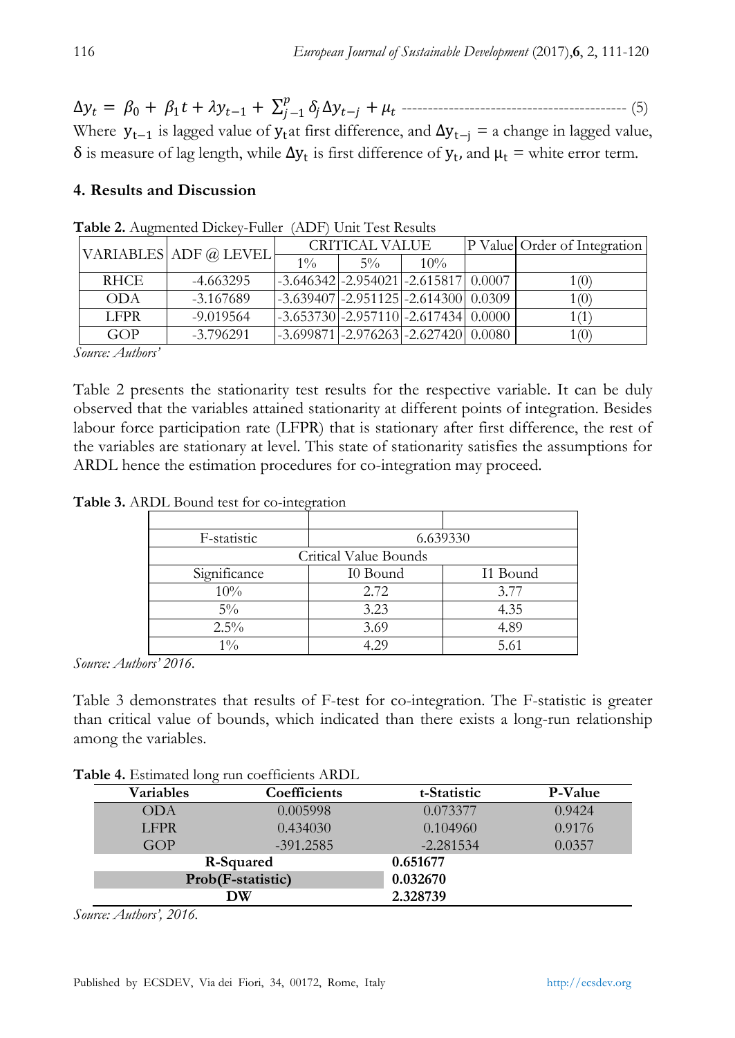$$\Delta y_t = \beta_0 + \beta_1 t + \lambda y_{t-1} + \sum_{j-1}^{p} \delta_j \Delta y_{t-j} + \mu_t \text{ ------------------------------------------ (5)}$$

Where $y_{t-1}$ is lagged value of $y_t$at first difference, and $\Delta y_{t-j}$ = a change in lagged value, $\delta$ is measure of lag length, while $\Delta y_t$ is first difference of $y_t$, and $\mu_t$ = white error term.

## 4. Results and Discussion

**Table 2.** Augmented Dickey-Fuller (ADF) Unit Test Results

| VARIABLES | ADF @ LEVEL | CRITICAL VALUE | | | P Value | Order of Integration |
|---|---|---|---|---|---|---|
| | | 1% | 5% | 10% | | |
| RHCE | -4.663295 | -3.646342 | -2.954021 | -2.615817 | 0.0007 | 1(0) |
| ODA | -3.167689 | -3.639407 | -2.951125 | -2.614300 | 0.0309 | 1(0) |
| LFPR | -9.019564 | -3.653730 | -2.957110 | -2.617434 | 0.0000 | 1(1) |
| GOP | -3.796291 | -3.699871 | -2.976263 | -2.627420 | 0.0080 | 1(0) |

*Source: Authors'*

Table 2 presents the stationarity test results for the respective variable. It can be duly observed that the variables attained stationarity at different points of integration. Besides labour force participation rate (LFPR) that is stationary after first difference, the rest of the variables are stationary at level. This state of stationarity satisfies the assumptions for ARDL hence the estimation procedures for co-integration may proceed.

**Table 3.** ARDL Bound test for co-integration

| | | |
|---|---|---|
| F-statistic | 6.639330 | |
| Critical Value Bounds | | |
| Significance | I0 Bound | I1 Bound |
| 10% | 2.72 | 3.77 |
| 5% | 3.23 | 4.35 |
| 2.5% | 3.69 | 4.89 |
| 1% | 4.29 | 5.61 |

*Source: Authors' 2016.*

Table 3 demonstrates that results of F-test for co-integration. The F-statistic is greater than critical value of bounds, which indicated than there exists a long-run relationship among the variables.

**Table 4.** Estimated long run coefficients ARDL

| Variables | Coefficients | t-Statistic | P-Value |
|---|---|---|---|
| ODA | 0.005998 | 0.073377 | 0.9424 |
| LFPR | 0.434030 | 0.104960 | 0.9176 |
| GOP | -391.2585 | -2.281534 | 0.0357 |
| **R-Squared** | | **0.651677** | |
| **Prob(F-statistic)** | | **0.032670** | |
| **DW** | | **2.328739** | |

*Source: Authors', 2016.*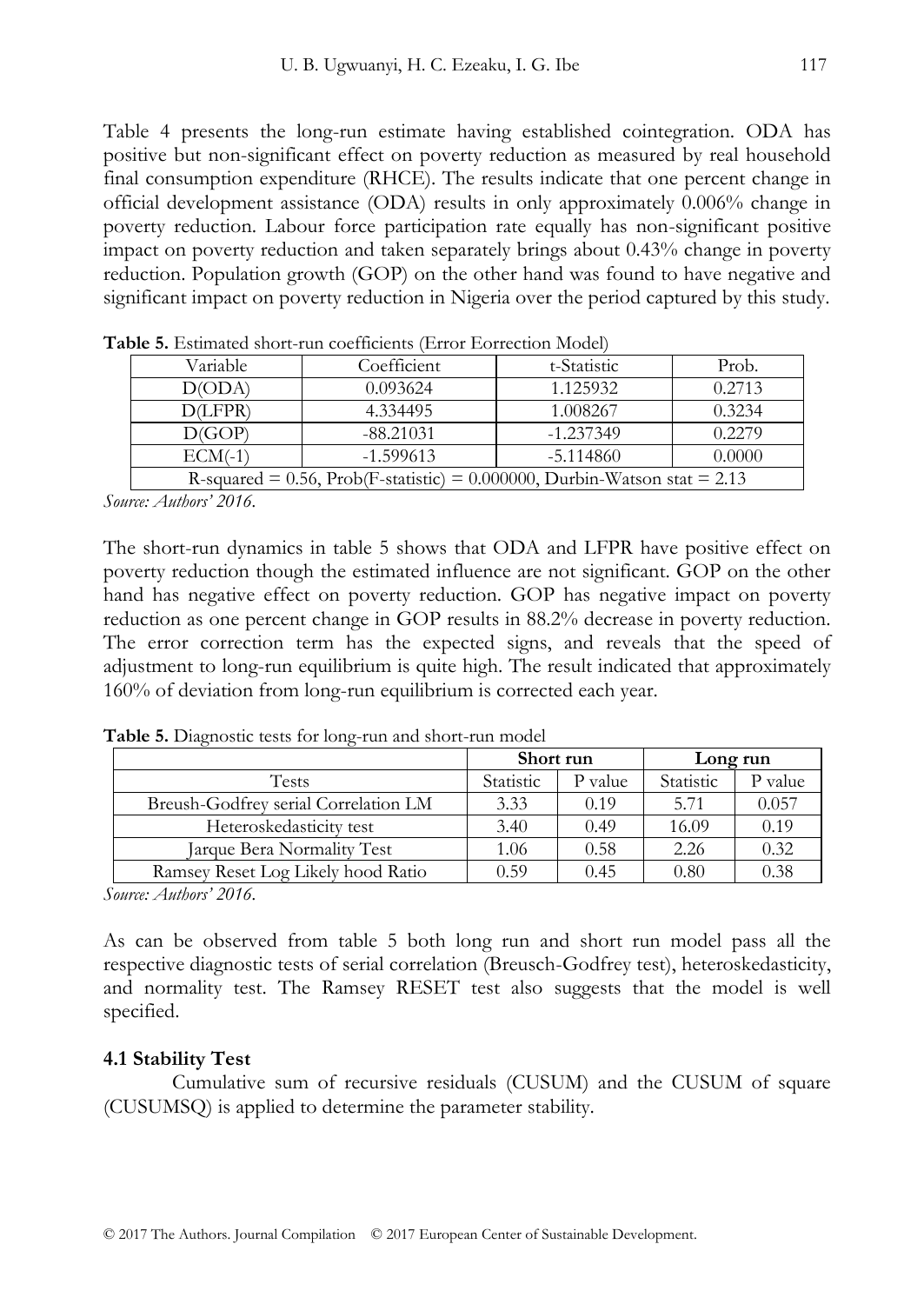Table 4 presents the long-run estimate having established cointegration. ODA has positive but non-significant effect on poverty reduction as measured by real household final consumption expenditure (RHCE). The results indicate that one percent change in official development assistance (ODA) results in only approximately 0.006% change in poverty reduction. Labour force participation rate equally has non-significant positive impact on poverty reduction and taken separately brings about 0.43% change in poverty reduction. Population growth (GOP) on the other hand was found to have negative and significant impact on poverty reduction in Nigeria over the period captured by this study.

**Table 5.** Estimated short-run coefficients (Error Eorrection Model)

| Variable | Coefficient | t-Statistic | Prob. |
|---|---|---|---|
| D(ODA) | 0.093624 | 1.125932 | 0.2713 |
| D(LFPR) | 4.334495 | 1.008267 | 0.3234 |
| D(GOP) | -88.21031 | -1.237349 | 0.2279 |
| ECM(-1) | -1.599613 | -5.114860 | 0.0000 |
| R-squared = 0.56, Prob(F-statistic) = 0.000000, Durbin-Watson stat = 2.13 | | | |

*Source: Authors' 2016.*

The short-run dynamics in table 5 shows that ODA and LFPR have positive effect on poverty reduction though the estimated influence are not significant. GOP on the other hand has negative effect on poverty reduction. GOP has negative impact on poverty reduction as one percent change in GOP results in 88.2% decrease in poverty reduction. The error correction term has the expected signs, and reveals that the speed of adjustment to long-run equilibrium is quite high. The result indicated that approximately 160% of deviation from long-run equilibrium is corrected each year.

**Table 5.** Diagnostic tests for long-run and short-run model

| | **Short run** | | **Long run** | |
|---|---|---|---|---|
| Tests | Statistic | P value | Statistic | P value |
| Breush-Godfrey serial Correlation LM | 3.33 | 0.19 | 5.71 | 0.057 |
| Heteroskedasticity test | 3.40 | 0.49 | 16.09 | 0.19 |
| Jarque Bera Normality Test | 1.06 | 0.58 | 2.26 | 0.32 |
| Ramsey Reset Log Likely hood Ratio | 0.59 | 0.45 | 0.80 | 0.38 |

*Source: Authors' 2016.*

As can be observed from table 5 both long run and short run model pass all the respective diagnostic tests of serial correlation (Breusch-Godfrey test), heteroskedasticity, and normality test. The Ramsey RESET test also suggests that the model is well specified.

### 4.1 Stability Test

Cumulative sum of recursive residuals (CUSUM) and the CUSUM of square (CUSUMSQ) is applied to determine the parameter stability.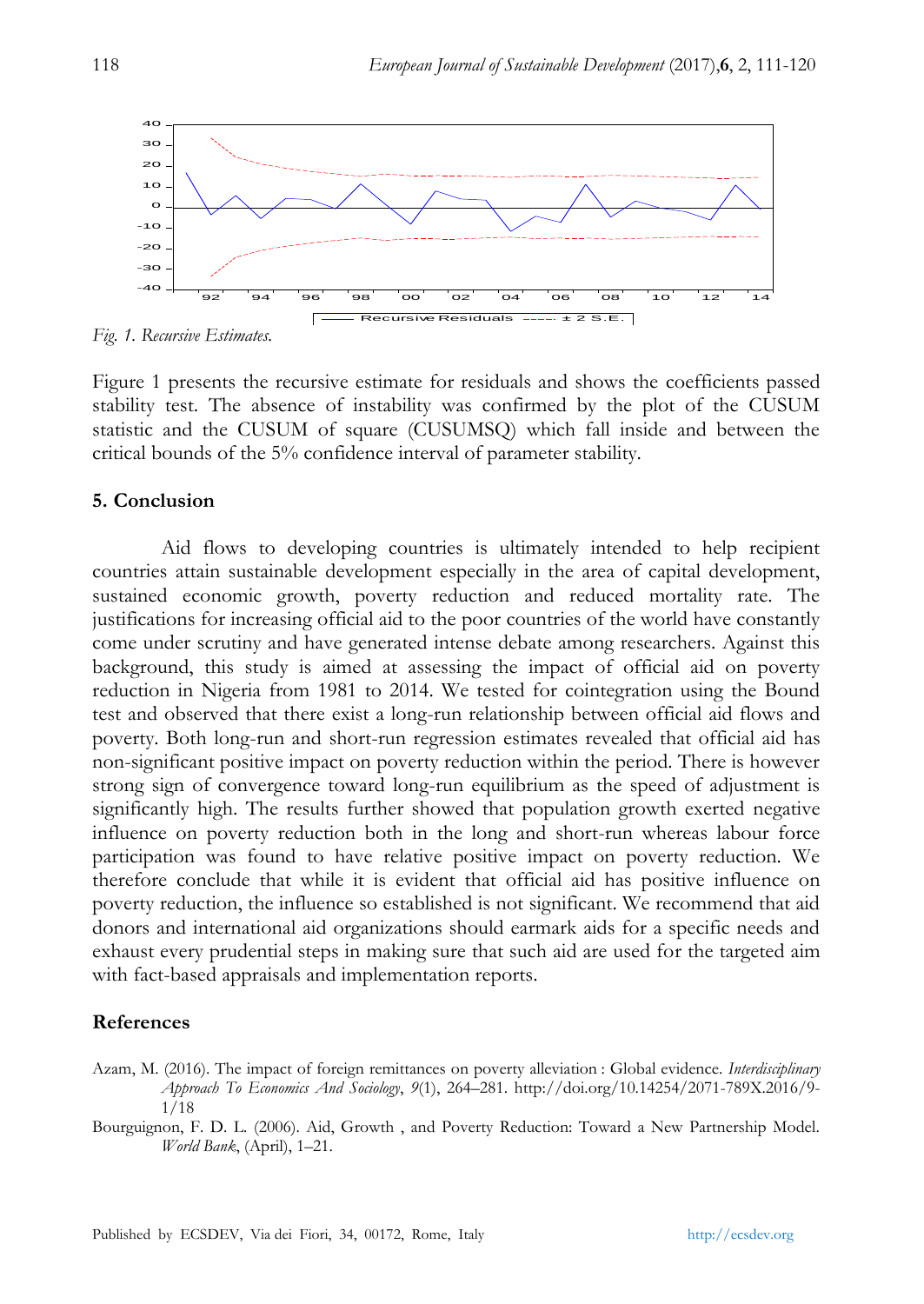*Fig. 1. Recursive Estimates.*

Figure 1 presents the recursive estimate for residuals and shows the coefficients passed stability test. The absence of instability was confirmed by the plot of the CUSUM statistic and the CUSUM of square (CUSUMSQ) which fall inside and between the critical bounds of the 5% confidence interval of parameter stability.

## 5. Conclusion

Aid flows to developing countries is ultimately intended to help recipient countries attain sustainable development especially in the area of capital development, sustained economic growth, poverty reduction and reduced mortality rate. The justifications for increasing official aid to the poor countries of the world have constantly come under scrutiny and have generated intense debate among researchers. Against this background, this study is aimed at assessing the impact of official aid on poverty reduction in Nigeria from 1981 to 2014. We tested for cointegration using the Bound test and observed that there exist a long-run relationship between official aid flows and poverty. Both long-run and short-run regression estimates revealed that official aid has non-significant positive impact on poverty reduction within the period. There is however strong sign of convergence toward long-run equilibrium as the speed of adjustment is significantly high. The results further showed that population growth exerted negative influence on poverty reduction both in the long and short-run whereas labour force participation was found to have relative positive impact on poverty reduction. We therefore conclude that while it is evident that official aid has positive influence on poverty reduction, the influence so established is not significant. We recommend that aid donors and international aid organizations should earmark aids for a specific needs and exhaust every prudential steps in making sure that such aid are used for the targeted aim with fact-based appraisals and implementation reports.

## References

Azam, M. (2016). The impact of foreign remittances on poverty alleviation : Global evidence. *Interdisciplinary Approach To Economics And Sociology*, *9*(1), 264–281. http://doi.org/10.14254/2071-789X.2016/9-1/18

Bourguignon, F. D. L. (2006). Aid, Growth , and Poverty Reduction: Toward a New Partnership Model. *World Bank*, (April), 1–21.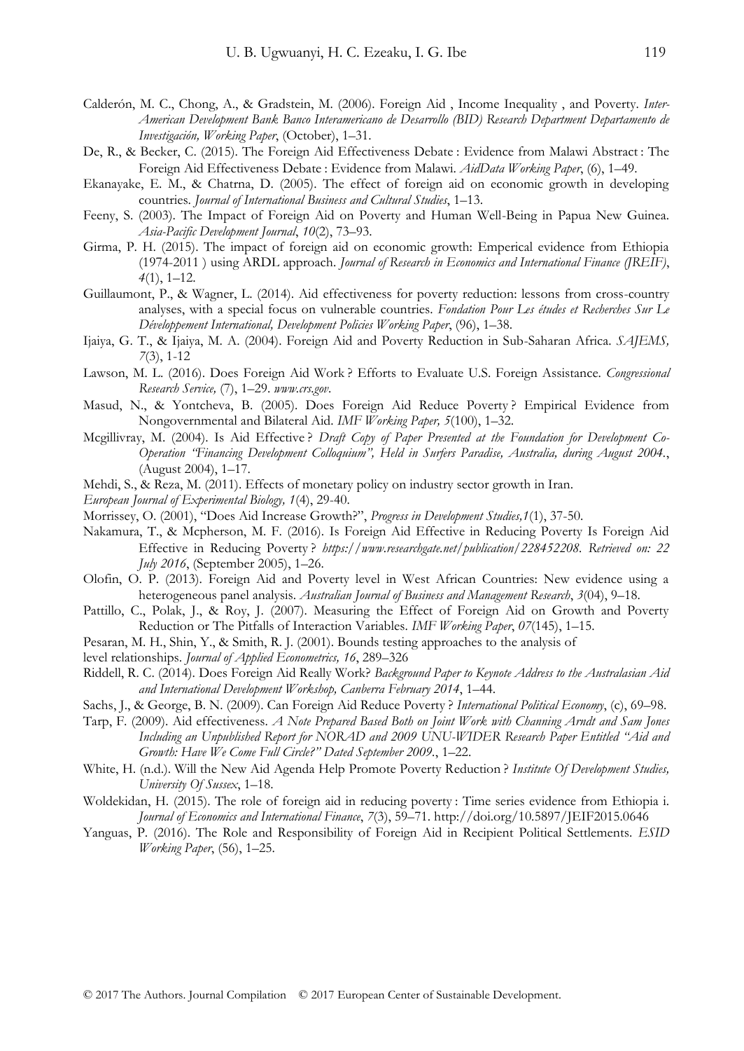Calderón, M. C., Chong, A., & Gradstein, M. (2006). Foreign Aid , Income Inequality , and Poverty. *Inter-American Development Bank Banco Interamericano de Desarrollo (BID) Research Department Departamento de Investigación, Working Paper*, (October), 1–31.

De, R., & Becker, C. (2015). The Foreign Aid Effectiveness Debate : Evidence from Malawi Abstract : The Foreign Aid Effectiveness Debate : Evidence from Malawi. *AidData Working Paper*, (6), 1–49.

Ekanayake, E. M., & Chatrna, D. (2005). The effect of foreign aid on economic growth in developing countries. *Journal of International Business and Cultural Studies*, 1–13.

Feeny, S. (2003). The Impact of Foreign Aid on Poverty and Human Well-Being in Papua New Guinea. *Asia-Pacific Development Journal*, *10*(2), 73–93.

Girma, P. H. (2015). The impact of foreign aid on economic growth: Emperical evidence from Ethiopia (1974-2011 ) using ARDL approach. *Journal of Research in Economics and International Finance (JREIF)*, *4*(1), 1–12.

Guillaumont, P., & Wagner, L. (2014). Aid effectiveness for poverty reduction: lessons from cross-country analyses, with a special focus on vulnerable countries. *Fondation Pour Les études et Recherches Sur Le Développement International, Development Policies Working Paper*, (96), 1–38.

Ijaiya, G. T., & Ijaiya, M. A. (2004). Foreign Aid and Poverty Reduction in Sub-Saharan Africa. *SAJEMS, 7*(3), 1-12

Lawson, M. L. (2016). Does Foreign Aid Work ? Efforts to Evaluate U.S. Foreign Assistance. *Congressional Research Service,* (7), 1–29. *www.crs.gov*.

Masud, N., & Yontcheva, B. (2005). Does Foreign Aid Reduce Poverty ? Empirical Evidence from Nongovernmental and Bilateral Aid. *IMF Working Paper, 5*(100), 1–32.

Mcgillivray, M. (2004). Is Aid Effective ? *Draft Copy of Paper Presented at the Foundation for Development Co-Operation "Financing Development Colloquium", Held in Surfers Paradise, Australia, during August 2004.*, (August 2004), 1–17.

Mehdi, S., & Reza, M. (2011). Effects of monetary policy on industry sector growth in Iran.
*European Journal of Experimental Biology, 1*(4), 29-40.

Morrissey, O. (2001), "Does Aid Increase Growth?", *Progress in Development Studies,1*(1), 37-50.

Nakamura, T., & Mcpherson, M. F. (2016). Is Foreign Aid Effective in Reducing Poverty Is Foreign Aid Effective in Reducing Poverty ? *https://www.researchgate.net/publication/228452208. Retrieved on: 22 July 2016*, (September 2005), 1–26.

Olofin, O. P. (2013). Foreign Aid and Poverty level in West African Countries: New evidence using a heterogeneous panel analysis. *Australian Journal of Business and Management Research*, *3*(04), 9–18.

Pattillo, C., Polak, J., & Roy, J. (2007). Measuring the Effect of Foreign Aid on Growth and Poverty Reduction or The Pitfalls of Interaction Variables. *IMF Working Paper*, *07*(145), 1–15.

Pesaran, M. H., Shin, Y., & Smith, R. J. (2001). Bounds testing approaches to the analysis of
level relationships. *Journal of Applied Econometrics, 16*, 289–326

Riddell, R. C. (2014). Does Foreign Aid Really Work? *Background Paper to Keynote Address to the Australasian Aid and International Development Workshop, Canberra February 2014*, 1–44.

Sachs, J., & George, B. N. (2009). Can Foreign Aid Reduce Poverty ? *International Political Economy*, (c), 69–98.

Tarp, F. (2009). Aid effectiveness. *A Note Prepared Based Both on Joint Work with Channing Arndt and Sam Jones Including an Unpublished Report for NORAD and 2009 UNU-WIDER Research Paper Entitled "Aid and Growth: Have We Come Full Circle?" Dated September 2009.*, 1–22.

White, H. (n.d.). Will the New Aid Agenda Help Promote Poverty Reduction ? *Institute Of Development Studies, University Of Sussex*, 1–18.

Woldekidan, H. (2015). The role of foreign aid in reducing poverty : Time series evidence from Ethiopia i. *Journal of Economics and International Finance*, *7*(3), 59–71. http://doi.org/10.5897/JEIF2015.0646

Yanguas, P. (2016). The Role and Responsibility of Foreign Aid in Recipient Political Settlements. *ESID Working Paper*, (56), 1–25.